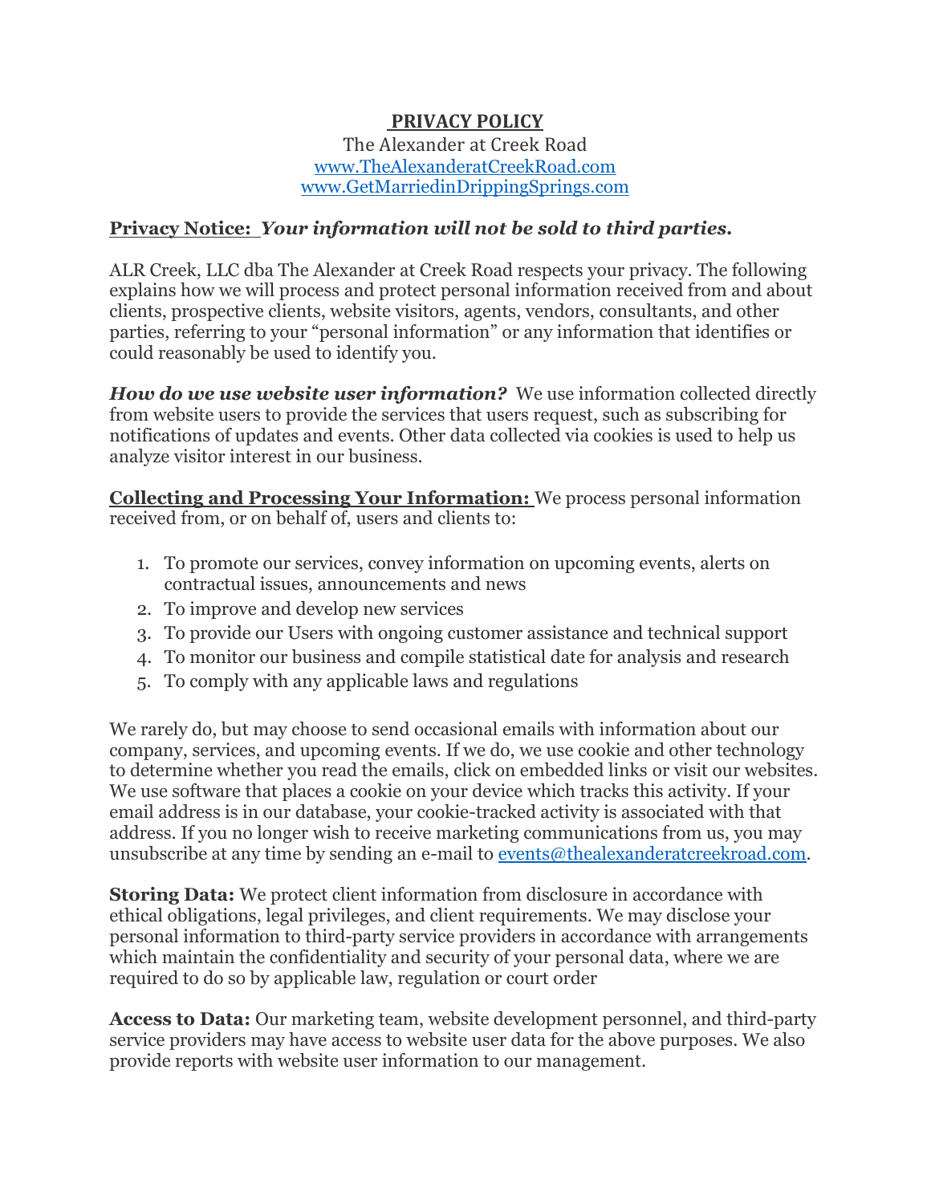# PRIVACY POLICY

The Alexander at Creek Road
www.TheAlexanderatCreekRoad.com
www.GetMarriedinDrippingSprings.com

**Privacy Notice:** ***Your information will not be sold to third parties.***

ALR Creek, LLC dba The Alexander at Creek Road respects your privacy. The following explains how we will process and protect personal information received from and about clients, prospective clients, website visitors, agents, vendors, consultants, and other parties, referring to your "personal information" or any information that identifies or could reasonably be used to identify you.

***How do we use website user information?*** We use information collected directly from website users to provide the services that users request, such as subscribing for notifications of updates and events. Other data collected via cookies is used to help us analyze visitor interest in our business.

**Collecting and Processing Your Information:** We process personal information received from, or on behalf of, users and clients to:

1. To promote our services, convey information on upcoming events, alerts on contractual issues, announcements and news
2. To improve and develop new services
3. To provide our Users with ongoing customer assistance and technical support
4. To monitor our business and compile statistical date for analysis and research
5. To comply with any applicable laws and regulations

We rarely do, but may choose to send occasional emails with information about our company, services, and upcoming events. If we do, we use cookie and other technology to determine whether you read the emails, click on embedded links or visit our websites. We use software that places a cookie on your device which tracks this activity. If your email address is in our database, your cookie-tracked activity is associated with that address. If you no longer wish to receive marketing communications from us, you may unsubscribe at any time by sending an e-mail to events@thealexanderatcreekroad.com.

**Storing Data:** We protect client information from disclosure in accordance with ethical obligations, legal privileges, and client requirements. We may disclose your personal information to third-party service providers in accordance with arrangements which maintain the confidentiality and security of your personal data, where we are required to do so by applicable law, regulation or court order

**Access to Data:** Our marketing team, website development personnel, and third-party service providers may have access to website user data for the above purposes. We also provide reports with website user information to our management.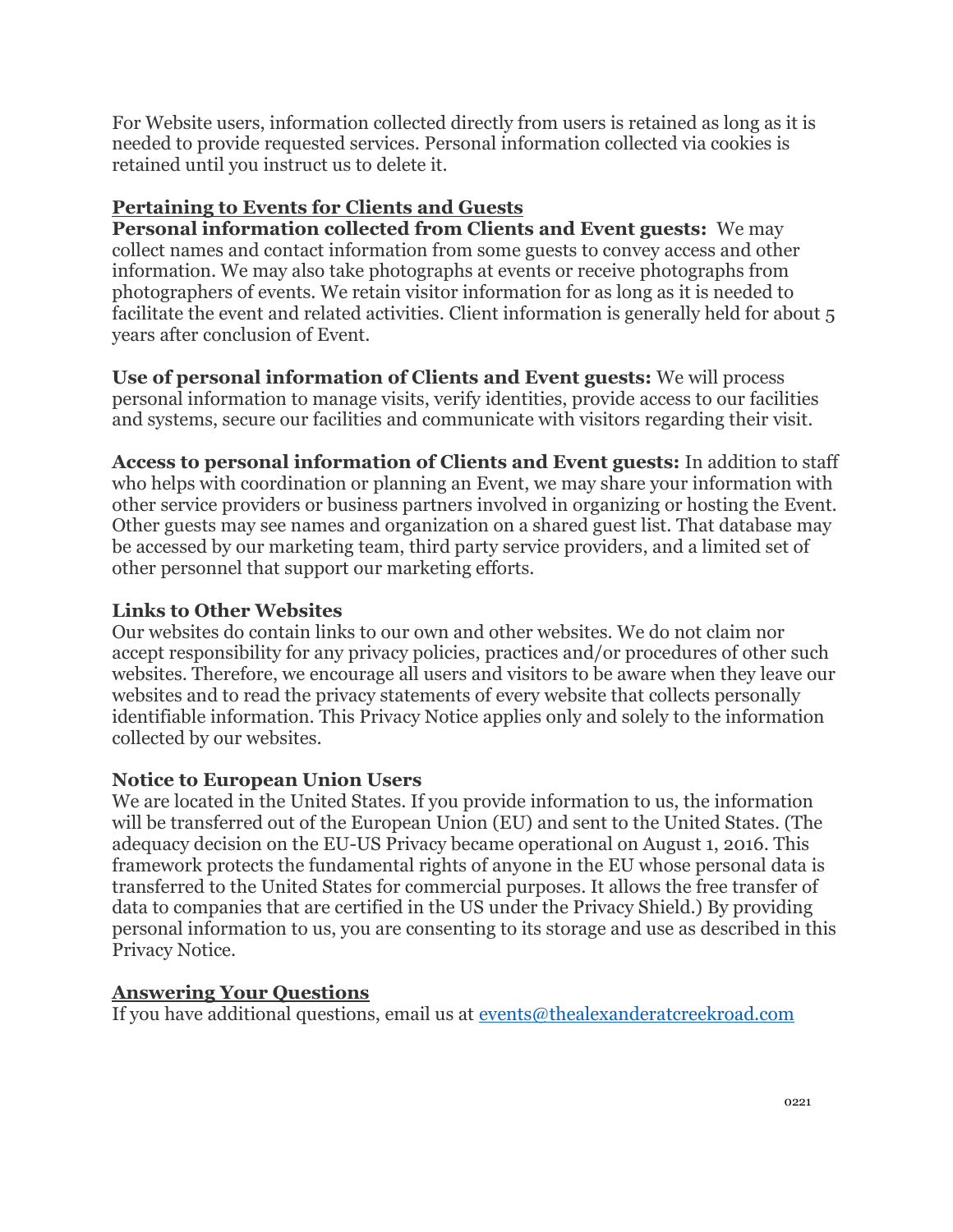For Website users, information collected directly from users is retained as long as it is needed to provide requested services. Personal information collected via cookies is retained until you instruct us to delete it.

## Pertaining to Events for Clients and Guests

**Personal information collected from Clients and Event guests:** We may collect names and contact information from some guests to convey access and other information. We may also take photographs at events or receive photographs from photographers of events. We retain visitor information for as long as it is needed to facilitate the event and related activities. Client information is generally held for about 5 years after conclusion of Event.

**Use of personal information of Clients and Event guests:** We will process personal information to manage visits, verify identities, provide access to our facilities and systems, secure our facilities and communicate with visitors regarding their visit.

**Access to personal information of Clients and Event guests:** In addition to staff who helps with coordination or planning an Event, we may share your information with other service providers or business partners involved in organizing or hosting the Event. Other guests may see names and organization on a shared guest list. That database may be accessed by our marketing team, third party service providers, and a limited set of other personnel that support our marketing efforts.

### Links to Other Websites

Our websites do contain links to our own and other websites. We do not claim nor accept responsibility for any privacy policies, practices and/or procedures of other such websites. Therefore, we encourage all users and visitors to be aware when they leave our websites and to read the privacy statements of every website that collects personally identifiable information. This Privacy Notice applies only and solely to the information collected by our websites.

### Notice to European Union Users

We are located in the United States. If you provide information to us, the information will be transferred out of the European Union (EU) and sent to the United States. (The adequacy decision on the EU-US Privacy became operational on August 1, 2016. This framework protects the fundamental rights of anyone in the EU whose personal data is transferred to the United States for commercial purposes. It allows the free transfer of data to companies that are certified in the US under the Privacy Shield.) By providing personal information to us, you are consenting to its storage and use as described in this Privacy Notice.

## Answering Your Questions

If you have additional questions, email us at [events@thealexanderatcreekroad.com](mailto:events@thealexanderatcreekroad.com)

0221